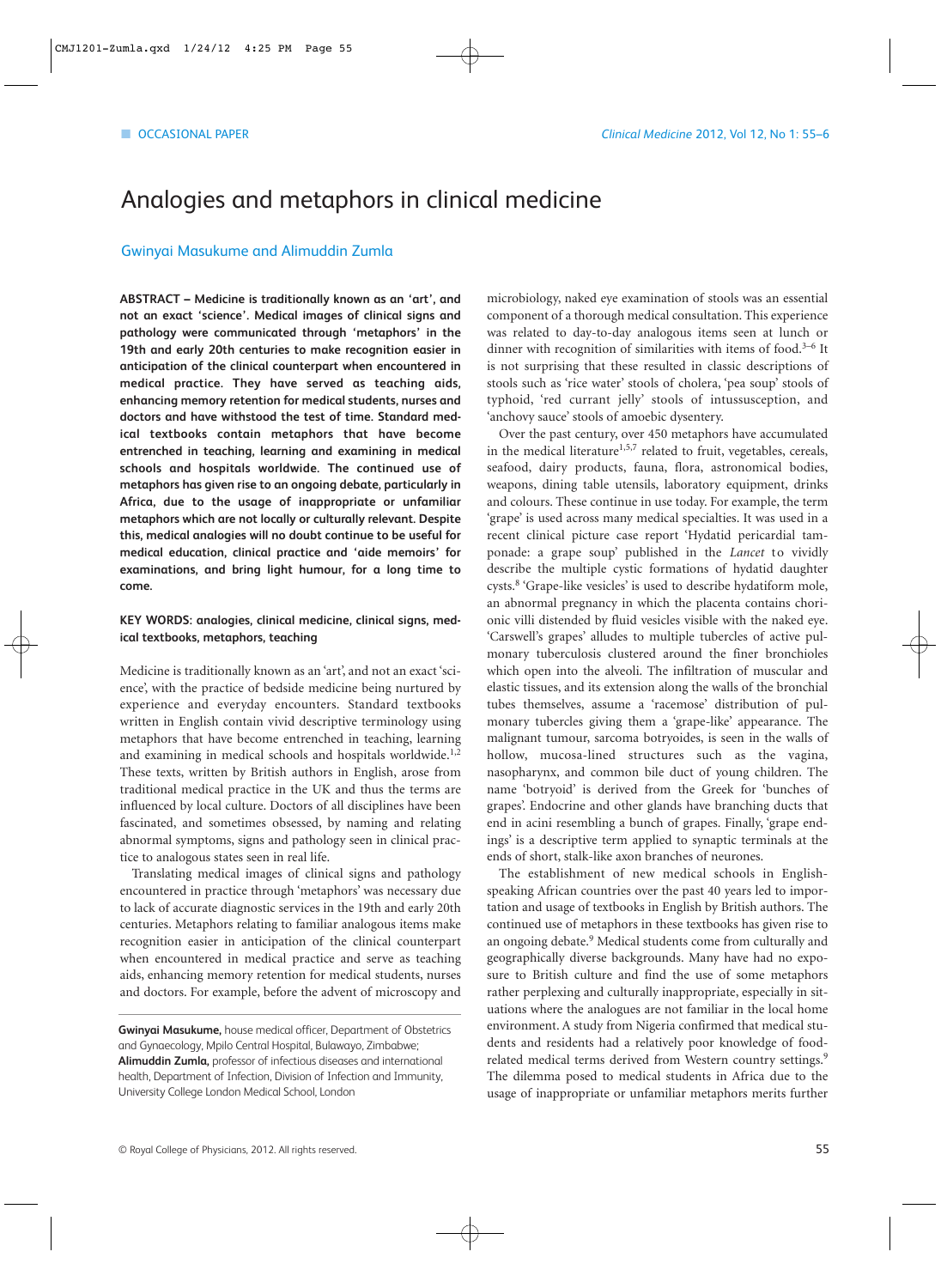OCCASIONAL PAPER

# Analogies and metaphors in clinical medicine

## Gwinyai Masukume and Alimuddin Zumla

**ABSTRACT – Medicine is traditionally known as an 'art', and not an exact 'science'. Medical images of clinical signs and pathology were communicated through 'metaphors' in the 19th and early 20th centuries to make recognition easier in anticipation of the clinical counterpart when encountered in medical practice. They have served as teaching aids, enhancing memory retention for medical students, nurses and doctors and have withstood the test of time. Standard medical textbooks contain metaphors that have become entrenched in teaching, learning and examining in medical schools and hospitals worldwide. The continued use of metaphors has given rise to an ongoing debate, particularly in Africa, due to the usage of inappropriate or unfamiliar metaphors which are not locally or culturally relevant. Despite this, medical analogies will no doubt continue to be useful for medical education, clinical practice and 'aide memoirs' for examinations, and bring light humour, for a long time to come.**

**KEY WORDS: analogies, clinical medicine, clinical signs, medical textbooks, metaphors, teaching**

Medicine is traditionally known as an 'art', and not an exact 'science', with the practice of bedside medicine being nurtured by experience and everyday encounters. Standard textbooks written in English contain vivid descriptive terminology using metaphors that have become entrenched in teaching, learning and examining in medical schools and hospitals worldwide.[1,2] These texts, written by British authors in English, arose from traditional medical practice in the UK and thus the terms are influenced by local culture. Doctors of all disciplines have been fascinated, and sometimes obsessed, by naming and relating abnormal symptoms, signs and pathology seen in clinical practice to analogous states seen in real life.

Translating medical images of clinical signs and pathology encountered in practice through 'metaphors' was necessary due to lack of accurate diagnostic services in the 19th and early 20th centuries. Metaphors relating to familiar analogous items make recognition easier in anticipation of the clinical counterpart when encountered in medical practice and serve as teaching aids, enhancing memory retention for medical students, nurses and doctors. For example, before the advent of microscopy and microbiology, naked eye examination of stools was an essential component of a thorough medical consultation. This experience was related to day-to-day analogous items seen at lunch or dinner with recognition of similarities with items of food.[3–6] It is not surprising that these resulted in classic descriptions of stools such as 'rice water' stools of cholera, 'pea soup' stools of typhoid, 'red currant jelly' stools of intussusception, and 'anchovy sauce' stools of amoebic dysentery.

Over the past century, over 450 metaphors have accumulated in the medical literature[1,5,7] related to fruit, vegetables, cereals, seafood, dairy products, fauna, flora, astronomical bodies, weapons, dining table utensils, laboratory equipment, drinks and colours. These continue in use today. For example, the term 'grape' is used across many medical specialties. It was used in a recent clinical picture case report 'Hydatid pericardial tamponade: a grape soup' published in the *Lancet* to vividly describe the multiple cystic formations of hydatid daughter cysts.[8] 'Grape-like vesicles' is used to describe hydatiform mole, an abnormal pregnancy in which the placenta contains chorionic villi distended by fluid vesicles visible with the naked eye. 'Carswell's grapes' alludes to multiple tubercles of active pulmonary tuberculosis clustered around the finer bronchioles which open into the alveoli. The infiltration of muscular and elastic tissues, and its extension along the walls of the bronchial tubes themselves, assume a 'racemose' distribution of pulmonary tubercles giving them a 'grape-like' appearance. The malignant tumour, sarcoma botryoides, is seen in the walls of hollow, mucosa-lined structures such as the vagina, nasopharynx, and common bile duct of young children. The name 'botryoid' is derived from the Greek for 'bunches of grapes'. Endocrine and other glands have branching ducts that end in acini resembling a bunch of grapes. Finally, 'grape endings' is a descriptive term applied to synaptic terminals at the ends of short, stalk-like axon branches of neurones.

The establishment of new medical schools in English-speaking African countries over the past 40 years led to importation and usage of textbooks in English by British authors. The continued use of metaphors in these textbooks has given rise to an ongoing debate.[9] Medical students come from culturally and geographically diverse backgrounds. Many have had no exposure to British culture and find the use of some metaphors rather perplexing and culturally inappropriate, especially in situations where the analogues are not familiar in the local home environment. A study from Nigeria confirmed that medical students and residents had a relatively poor knowledge of food-related medical terms derived from Western country settings.[9] The dilemma posed to medical students in Africa due to the usage of inappropriate or unfamiliar metaphors merits further

**Gwinyai Masukume,** house medical officer, Department of Obstetrics and Gynaecology, Mpilo Central Hospital, Bulawayo, Zimbabwe; **Alimuddin Zumla,** professor of infectious diseases and international health, Department of Infection, Division of Infection and Immunity, University College London Medical School, London

© Royal College of Physicians, 2012. All rights reserved.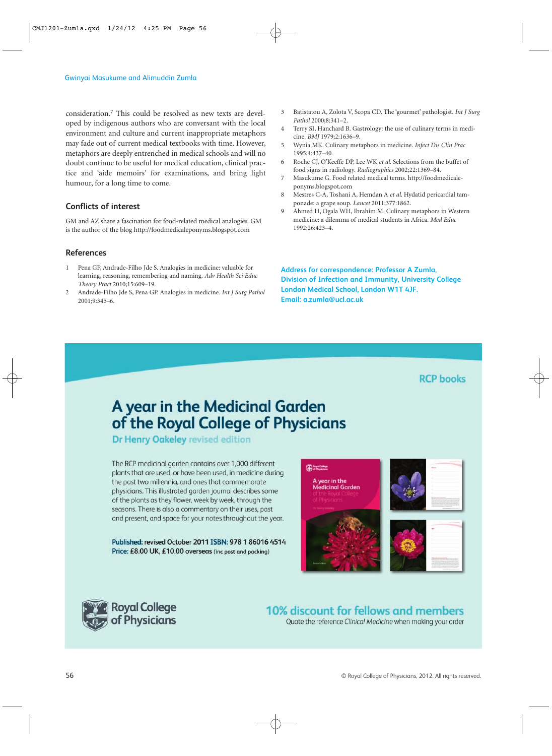consideration.[7] This could be resolved as new texts are developed by indigenous authors who are conversant with the local environment and culture and current inappropriate metaphors may fade out of current medical textbooks with time. However, metaphors are deeply entrenched in medical schools and will no doubt continue to be useful for medical education, clinical practice and 'aide memoirs' for examinations, and bring light humour, for a long time to come.

## Conflicts of interest

GM and AZ share a fascination for food-related medical analogies. GM is the author of the blog http://foodmedicaleponyms.blogspot.com

## References

1. Pena GP, Andrade-Filho Jde S. Analogies in medicine: valuable for learning, reasoning, remembering and naming. *Adv Health Sci Educ Theory Pract* 2010;15:609–19.
2. Andrade-Filho Jde S, Pena GP. Analogies in medicine. *Int J Surg Pathol* 2001;9:345–6.
3. Batistatou A, Zolota V, Scopa CD. The 'gourmet' pathologist. *Int J Surg Pathol* 2000;8:341–2.
4. Terry SI, Hanchard B. Gastrology: the use of culinary terms in medicine. *BMJ* 1979;2:1636–9.
5. Wynia MK. Culinary metaphors in medicine. *Infect Dis Clin Prac* 1995;4:437–40.
6. Roche CJ, O'Keeffe DP, Lee WK *et al.* Selections from the buffet of food signs in radiology. *Radiographics* 2002;22:1369–84.
7. Masukume G. Food related medical terms. http://foodmedicaleponyms.blogspot.com
8. Mestres C-A, Toshani A, Hemdan A *et al.* Hydatid pericardial tamponade: a grape soup. *Lancet* 2011;377:1862.
9. Ahmed H, Ogala WH, Ibrahim M. Culinary metaphors in Western medicine: a dilemma of medical students in Africa. *Med Educ* 1992;26:423–4.

**Address for correspondence: Professor A Zumla, Division of Infection and Immunity, University College London Medical School, London W1T 4JF. Email: a.zumla@ucl.ac.uk**

RCP books

# A year in the Medicinal Garden of the Royal College of Physicians

**Dr Henry Oakeley** revised edition

The RCP medicinal garden contains over 1,000 different plants that are used, or have been used, in medicine during the past two millennia, and ones that commemorate physicians. This illustrated garden journal describes some of the plants as they flower, week by week, through the seasons. There is also a commentary on their uses, past and present, and space for your notes throughout the year.

**Published:** revised October 2011 **ISBN:** 978 1 86016 4514
**Price:** £8.00 UK, £10.00 overseas (inc post and packing)

Royal College of Physicians

**10% discount for fellows and members**
Quote the reference *Clinical Medicine* when making your order